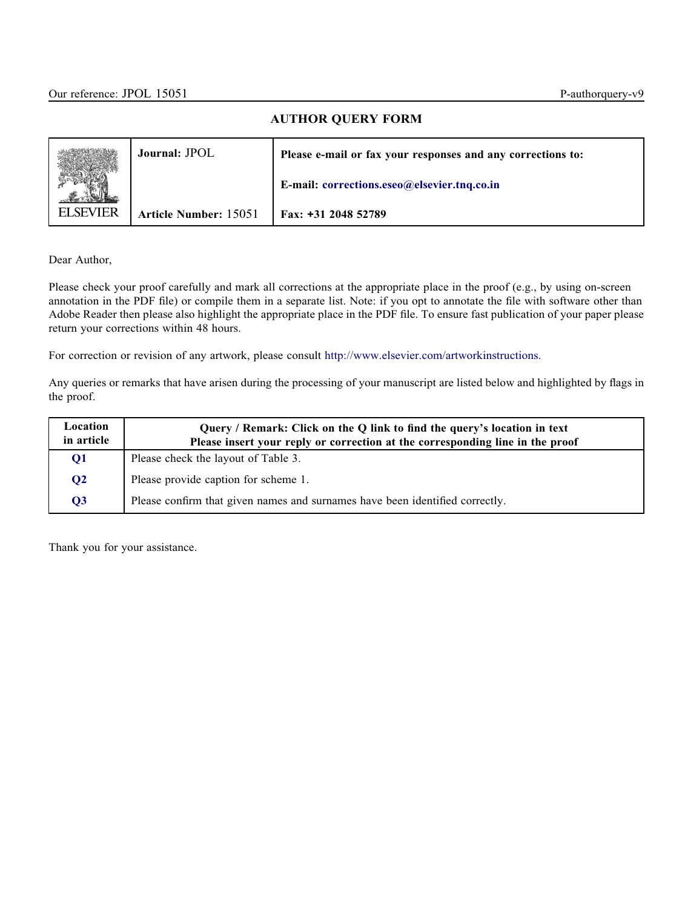Our reference: JPOL 15051 P-authorquery-v9

# AUTHOR QUERY FORM

| | | |
|---|---|---|
| ELSEVIER | **Journal:** JPOL | **Please e-mail or fax your responses and any corrections to:** |
| | | **E-mail:** corrections.eseo@elsevier.tnq.co.in |
| | **Article Number:** 15051 | **Fax: +31 2048 52789** |

Dear Author,

Please check your proof carefully and mark all corrections at the appropriate place in the proof (e.g., by using on-screen annotation in the PDF file) or compile them in a separate list. Note: if you opt to annotate the file with software other than Adobe Reader then please also highlight the appropriate place in the PDF file. To ensure fast publication of your paper please return your corrections within 48 hours.

For correction or revision of any artwork, please consult http://www.elsevier.com/artworkinstructions.

Any queries or remarks that have arisen during the processing of your manuscript are listed below and highlighted by flags in the proof.

| Location in article | Query / Remark: Click on the Q link to find the query's location in text<br>Please insert your reply or correction at the corresponding line in the proof |
|---|---|
| Q1 | Please check the layout of Table 3. |
| Q2 | Please provide caption for scheme 1. |
| Q3 | Please confirm that given names and surnames have been identified correctly. |

Thank you for your assistance.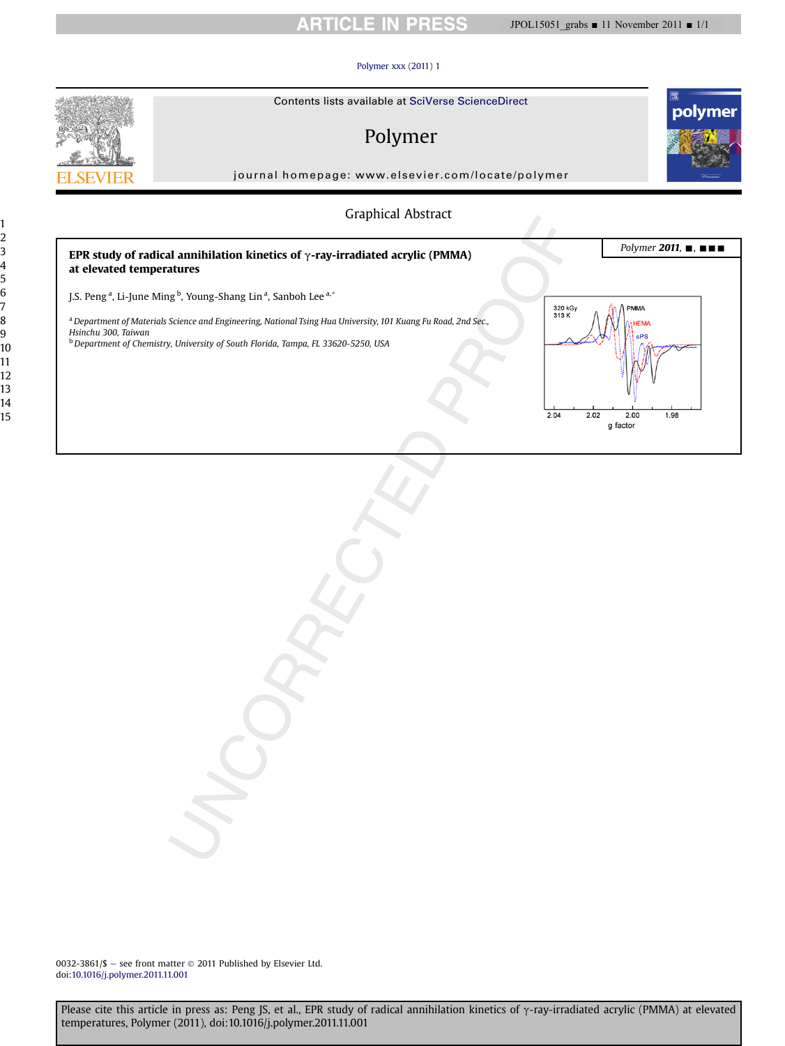Contents lists available at SciVerse ScienceDirect

# Polymer

journal homepage: www.elsevier.com/locate/polymer

## Graphical Abstract

**EPR study of radical annihilation kinetics of γ-ray-irradiated acrylic (PMMA) at elevated temperatures**

Polymer **2011**, ■, ■■■

J.S. Peng[a], Li-June Ming[b], Young-Shang Lin[a], Sanboh Lee[a,*]

[a] Department of Materials Science and Engineering, National Tsing Hua University, 101 Kuang Fu Road, 2nd Sec., Hsinchu 300, Taiwan

[b] Department of Chemistry, University of South Florida, Tampa, FL 33620-5250, USA

0032-3861/$ — see front matter © 2011 Published by Elsevier Ltd.
doi:10.1016/j.polymer.2011.11.001

Please cite this article in press as: Peng JS, et al., EPR study of radical annihilation kinetics of γ-ray-irradiated acrylic (PMMA) at elevated temperatures, Polymer (2011), doi:10.1016/j.polymer.2011.11.001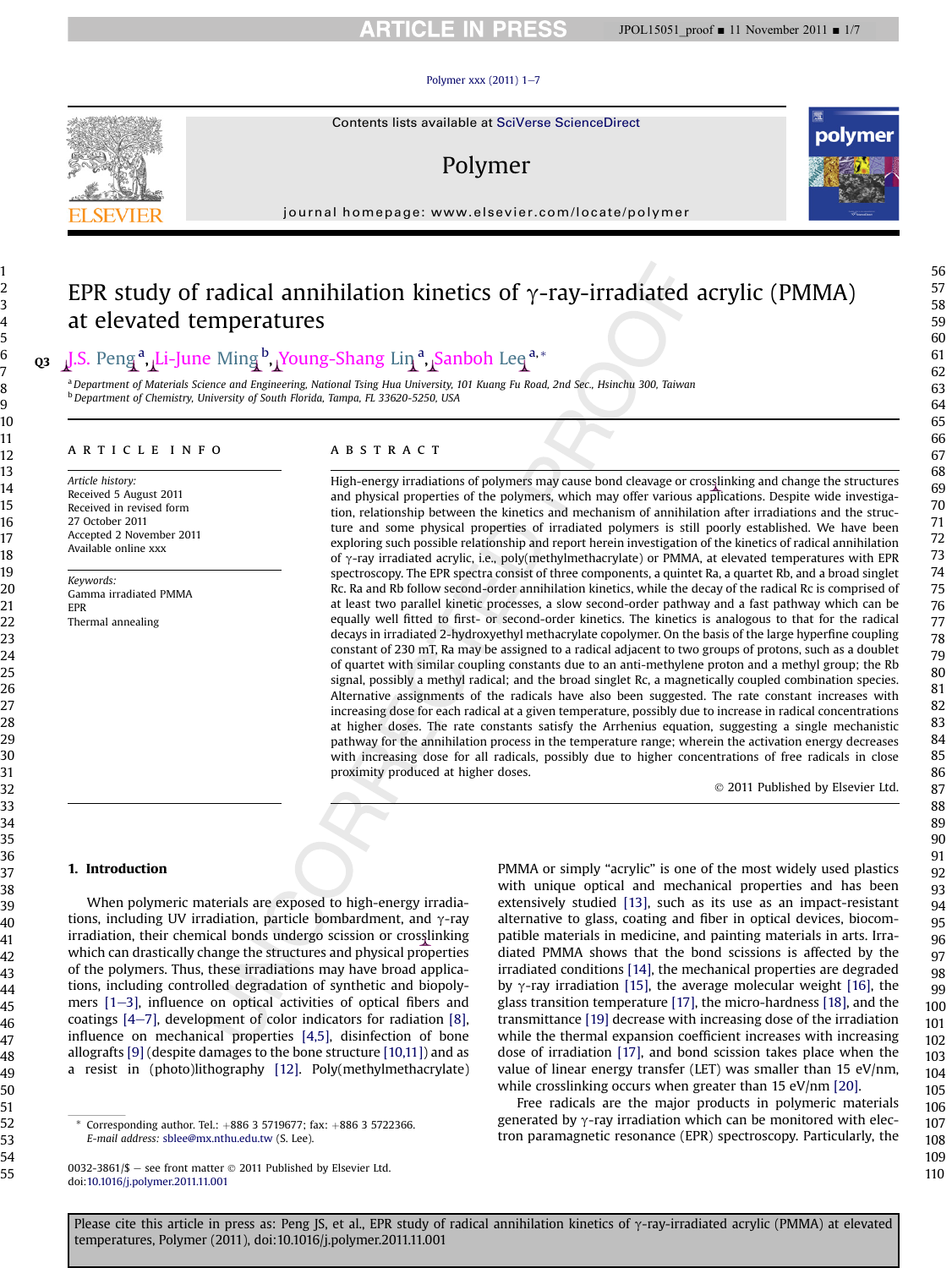# EPR study of radical annihilation kinetics of γ-ray-irradiated acrylic (PMMA) at elevated temperatures

J.S. Peng [a], Li-June Ming [b], Young-Shang Lin [a], Sanboh Lee [a,*]

[a] Department of Materials Science and Engineering, National Tsing Hua University, 101 Kuang Fu Road, 2nd Sec., Hsinchu 300, Taiwan
[b] Department of Chemistry, University of South Florida, Tampa, FL 33620-5250, USA

## ARTICLE INFO

*Article history:*
Received 5 August 2011
Received in revised form
27 October 2011
Accepted 2 November 2011
Available online xxx

*Keywords:*
Gamma irradiated PMMA
EPR
Thermal annealing

## ABSTRACT

High-energy irradiations of polymers may cause bond cleavage or crosslinking and change the structures and physical properties of the polymers, which may offer various applications. Despite wide investigation, relationship between the kinetics and mechanism of annihilation after irradiations and the structure and some physical properties of irradiated polymers is still poorly established. We have been exploring such possible relationship and report herein investigation of the kinetics of radical annihilation of γ-ray irradiated acrylic, i.e., poly(methylmethacrylate) or PMMA, at elevated temperatures with EPR spectroscopy. The EPR spectra consist of three components, a quintet Ra, a quartet Rb, and a broad singlet Rc. Ra and Rb follow second-order annihilation kinetics, while the decay of the radical Rc is comprised of at least two parallel kinetic processes, a slow second-order pathway and a fast pathway which can be equally well fitted to first- or second-order kinetics. The kinetics is analogous to that for the radical decays in irradiated 2-hydroxyethyl methacrylate copolymer. On the basis of the large hyperfine coupling constant of 230 mT, Ra may be assigned to a radical adjacent to two groups of protons, such as a doublet of quartet with similar coupling constants due to an anti-methylene proton and a methyl group; the Rb signal, possibly a methyl radical; and the broad singlet Rc, a magnetically coupled combination species. Alternative assignments of the radicals have also been suggested. The rate constant increases with increasing dose for each radical at a given temperature, possibly due to increase in radical concentrations at higher doses. The rate constants satisfy the Arrhenius equation, suggesting a single mechanistic pathway for the annihilation process in the temperature range; wherein the activation energy decreases with increasing dose for all radicals, possibly due to higher concentrations of free radicals in close proximity produced at higher doses.

© 2011 Published by Elsevier Ltd.

## 1. Introduction

When polymeric materials are exposed to high-energy irradiations, including UV irradiation, particle bombardment, and γ-ray irradiation, their chemical bonds undergo scission or crosslinking which can drastically change the structures and physical properties of the polymers. Thus, these irradiations may have broad applications, including controlled degradation of synthetic and biopolymers [1–3], influence on optical activities of optical fibers and coatings [4–7], development of color indicators for radiation [8], influence on mechanical properties [4,5], disinfection of bone allografts [9] (despite damages to the bone structure [10,11]) and as a resist in (photo)lithography [12]. Poly(methylmethacrylate) PMMA or simply "acrylic" is one of the most widely used plastics with unique optical and mechanical properties and has been extensively studied [13], such as its use as an impact-resistant alternative to glass, coating and fiber in optical devices, biocompatible materials in medicine, and painting materials in arts. Irradiated PMMA shows that the bond scissions is affected by the irradiated conditions [14], the mechanical properties are degraded by γ-ray irradiation [15], the average molecular weight [16], the glass transition temperature [17], the micro-hardness [18], and the transmittance [19] decrease with increasing dose of the irradiation while the thermal expansion coefficient increases with increasing dose of irradiation [17], and bond scission takes place when the value of linear energy transfer (LET) was smaller than 15 eV/nm, while crosslinking occurs when greater than 15 eV/nm [20].

Free radicals are the major products in polymeric materials generated by γ-ray irradiation which can be monitored with electron paramagnetic resonance (EPR) spectroscopy. Particularly, the

\* Corresponding author. Tel.: +886 3 5719677; fax: +886 3 5722366.
E-mail address: sblee@mx.nthu.edu.tw (S. Lee).

0032-3861/$ – see front matter © 2011 Published by Elsevier Ltd.
doi:10.1016/j.polymer.2011.11.001

Please cite this article in press as: Peng JS, et al., EPR study of radical annihilation kinetics of γ-ray-irradiated acrylic (PMMA) at elevated temperatures, Polymer (2011), doi:10.1016/j.polymer.2011.11.001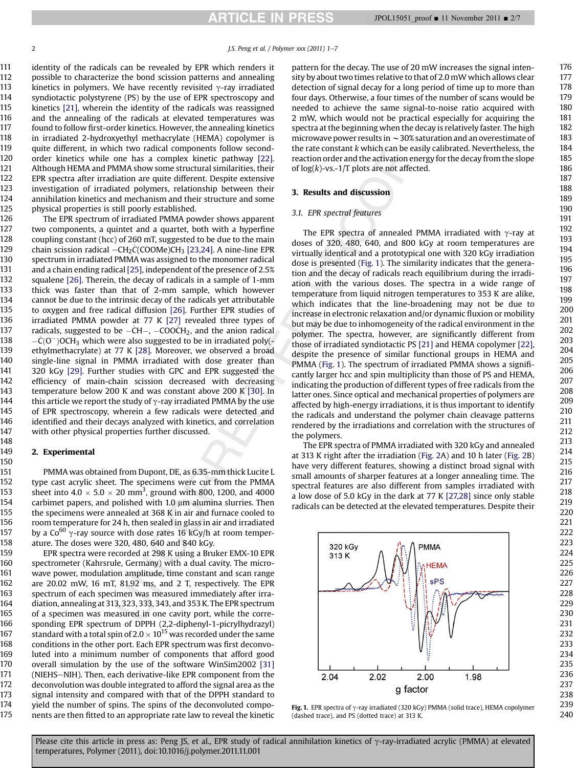identity of the radicals can be revealed by EPR which renders it possible to characterize the bond scission patterns and annealing kinetics in polymers. We have recently revisited γ-ray irradiated syndiotactic polystyrene (PS) by the use of EPR spectroscopy and kinetics [21], wherein the identity of the radicals was reassigned and the annealing of the radicals at elevated temperatures was found to follow first-order kinetics. However, the annealing kinetics in irradiated 2-hydroxyethyl methacrylate (HEMA) copolymer is quite different, in which two radical components follow second-order kinetics while one has a complex kinetic pathway [22]. Although HEMA and PMMA show some structural similarities, their EPR spectra after irradiation are quite different. Despite extensive investigation of irradiated polymers, relationship between their annihilation kinetics and mechanism and their structure and some physical properties is still poorly established.

The EPR spectrum of irradiated PMMA powder shows apparent two components, a quintet and a quartet, both with a hyperfine coupling constant (hcc) of 260 mT, suggested to be due to the main chain scission radical $-CH_2\dot{C}(COOMe)CH_3$ [23,24]. A nine-line EPR spectrum in irradiated PMMA was assigned to the monomer radical and a chain ending radical [25], independent of the presence of 2.5% squalene [26]. Therein, the decay of radicals in a sample of 1-mm thick was faster than that of 2-mm sample, which however cannot be due to the intrinsic decay of the radicals yet attributable to oxygen and free radical diffusion [26]. Further EPR studies of irradiated PMMA powder at 77 K [27] revealed three types of radicals, suggested to be $-\dot{C}H-$, $-CO\dot{C}H_2$, and the anion radical $-\dot{C}(O^-)OCH_3$ which were also suggested to be in irradiated poly(ethylmethacrylate) at 77 K [28]. Moreover, we observed a broad single-line signal in PMMA irradiated with dose greater than 320 kGy [29]. Further studies with GPC and EPR suggested the efficiency of main-chain scission decreased with decreasing temperature below 200 K and was constant above 200 K [30]. In this article we report the study of γ-ray irradiated PMMA by the use of EPR spectroscopy, wherein a few radicals were detected and identified and their decays analyzed with kinetics, and correlation with other physical properties further discussed.

## 2. Experimental

PMMA was obtained from Dupont, DE, as 6.35-mm thick Lucite L type cast acrylic sheet. The specimens were cut from the PMMA sheet into 4.0 × 5.0 × 20 $mm^3$, ground with 800, 1200, and 4000 carbimet papers, and polished with 1.0 μm alumina slurries. Then the specimens were annealed at 368 K in air and furnace cooled to room temperature for 24 h, then sealed in glass in air and irradiated by a $Co^{60}$ γ-ray source with dose rates 16 kGy/h at room temperature. The doses were 320, 480, 640 and 840 kGy.

EPR spectra were recorded at 298 K using a Bruker EMX-10 EPR spectrometer (Kahrsrule, Germany) with a dual cavity. The microwave power, modulation amplitude, time constant and scan range are 20.02 mW, 16 mT, 81.92 ms, and 2 T, respectively. The EPR spectrum of each specimen was measured immediately after irradiation, annealing at 313, 323, 333, 343, and 353 K. The EPR spectrum of a specimen was measured in one cavity port, while the corresponding EPR spectrum of DPPH (2,2-diphenyl-1-picrylhydrazyl) standard with a total spin of $2.0 \times 10^{15}$ was recorded under the same conditions in the other port. Each EPR spectrum was first deconvoluted into a minimum number of components that afford good overall simulation by the use of the software WinSim2002 [31] (NIEHS–NIH). Then, each derivative-like EPR component from the deconvolution was double integrated to afford the signal area as the signal intensity and compared with that of the DPPH standard to yield the number of spins. The spins of the deconvoluted components are then fitted to an appropriate rate law to reveal the kinetic pattern for the decay. The use of 20 mW increases the signal intensity by about two times relative to that of 2.0 mW which allows clear detection of signal decay for a long period of time up to more than four days. Otherwise, a four times of the number of scans would be needed to achieve the same signal-to-noise ratio acquired with 2 mW, which would not be practical especially for acquiring the spectra at the beginning when the decay is relatively faster. The high microwave power results in ~30% saturation and an overestimate of the rate constant *k* which can be easily calibrated. Nevertheless, the reaction order and the activation energy for the decay from the slope of log(*k*)-vs.-1/T plots are not affected.

## 3. Results and discussion

### 3.1. EPR spectral features

The EPR spectra of annealed PMMA irradiated with γ-ray at doses of 320, 480, 640, and 800 kGy at room temperatures are virtually identical and a prototypical one with 320 kGy irradiation dose is presented (Fig. 1). The similarity indicates that the generation and the decay of radicals reach equilibrium during the irradiation with the various doses. The spectra in a wide range of temperature from liquid nitrogen temperatures to 353 K are alike, which indicates that the line-broadening may not be due to increase in electronic relaxation and/or dynamic fluxion or mobility but may be due to inhomogeneity of the radical environment in the polymer. The spectra, however, are significantly different from those of irradiated syndiotactic PS [21] and HEMA copolymer [22], despite the presence of similar functional groups in HEMA and PMMA (Fig. 1). The spectrum of irradiated PMMA shows a significantly larger hcc and spin multiplicity than those of PS and HEMA, indicating the production of different types of free radicals from the latter ones. Since optical and mechanical properties of polymers are affected by high-energy irradiations, it is thus important to identify the radicals and understand the polymer chain cleavage patterns rendered by the irradiations and correlation with the structures of the polymers.

The EPR spectra of PMMA irradiated with 320 kGy and annealed at 313 K right after the irradiation (Fig. 2A) and 10 h later (Fig. 2B) have very different features, showing a distinct broad signal with small amounts of sharper features at a longer annealing time. The spectral features are also different from samples irradiated with a low dose of 5.0 kGy in the dark at 77 K [27,28] since only stable radicals can be detected at the elevated temperatures. Despite their

320 kGy
313 K
PMMA
HEMA
sPS
2.04
2.02
2.00
1.98
g factor

**Fig. 1.** EPR spectra of γ-ray irradiated (320 kGy) PMMA (solid trace), HEMA copolymer (dashed trace), and PS (dotted trace) at 313 K.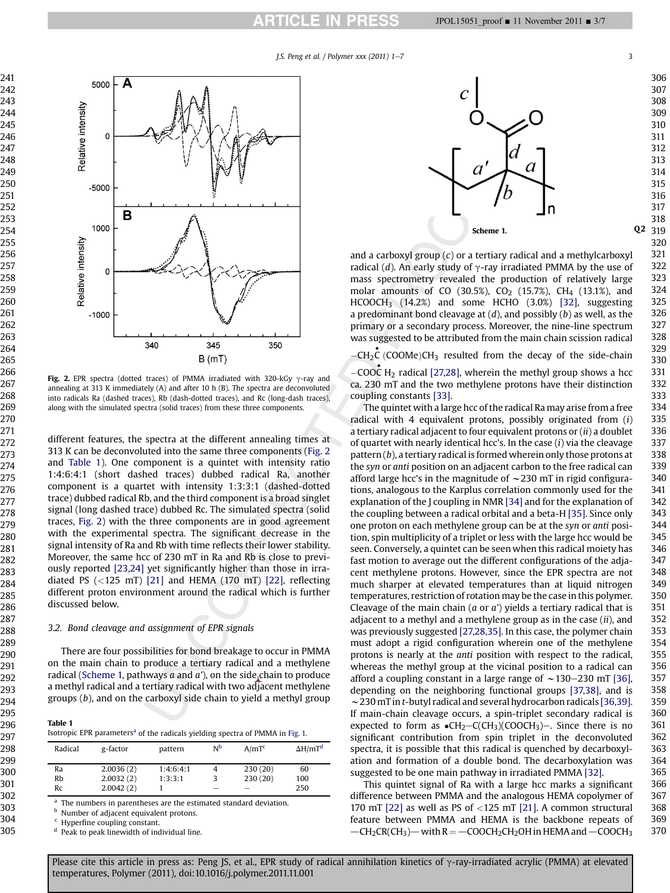A

Relative intensity

5000

0

-5000

B

1000

0

-1000

Relative intensity

340

345

350

B (mT)

**Fig. 2.** EPR spectra (dotted traces) of PMMA irradiated with 320-kGy γ-ray and annealing at 313 K immediately (A) and after 10 h (B). The spectra are deconvoluted into radicals Ra (dashed traces), Rb (dash-dotted traces), and Rc (long-dash traces), along with the simulated spectra (solid traces) from these three components.

different features, the spectra at the different annealing times at 313 K can be deconvoluted into the same three components (Fig. 2 and Table 1). One component is a quintet with intensity ratio 1:4:6:4:1 (short dashed traces) dubbed radical Ra, another component is a quartet with intensity 1:3:3:1 (dashed-dotted trace) dubbed radical Rb, and the third component is a broad singlet signal (long dashed trace) dubbed Rc. The simulated spectra (solid traces, Fig. 2) with the three components are in good agreement with the experimental spectra. The significant decrease in the signal intensity of Ra and Rb with time reflects their lower stability. Moreover, the same hcc of 230 mT in Ra and Rb is close to previously reported [23,24] yet significantly higher than those in irradiated PS (<125 mT) [21] and HEMA (170 mT) [22], reflecting different proton environment around the radical which is further discussed below.

### 3.2. Bond cleavage and assignment of EPR signals

There are four possibilities for bond breakage to occur in PMMA on the main chain to produce a tertiary radical and a methylene radical (Scheme 1, pathways *a* and *a'*), on the side chain to produce a methyl radical and a tertiary radical with two adjacent methylene groups (*b*), and on the carboxyl side chain to yield a methyl group

**Table 1**
Isotropic EPR parameters[a] of the radicals yielding spectra of PMMA in Fig. 1.

| Radical | g-factor | pattern | N[b] | A/mT[c] | ΔH/mT[d] |
|---|---|---|---|---|---|
| Ra | 2.0036 (2) | 1:4:6:4:1 | 4 | 230 (20) | 60 |
| Rb | 2.0032 (2) | 1:3:3:1 | 3 | 230 (20) | 100 |
| Rc | 2.0042 (2) | 1 | – | – | 250 |

[a] The numbers in parentheses are the estimated standard deviation.
[b] Number of adjacent equivalent protons.
[c] Hyperfine coupling constant.
[d] Peak to peak linewidth of individual line.

**Scheme 1.**

and a carboxyl group (*c*) or a tertiary radical and a methylcarboxyl radical (*d*). An early study of γ-ray irradiated PMMA by the use of mass spectrometry revealed the production of relatively large molar amounts of CO (30.5%), $CO_2$ (15.7%), $CH_4$ (13.1%), and $HCOOCH_3$ (14.2%) and some HCHO (3.0%) [32], suggesting a predominant bond cleavage at (*d*), and possibly (*b*) as well, as the primary or a secondary process. Moreover, the nine-line spectrum was suggested to be attributed from the main chain scission radical $-CH_2\dot{C}(COOMe)CH_3$ resulted from the decay of the side-chain $-COO\dot{C}H_2$ radical [27,28], wherein the methyl group shows a hcc ca. 230 mT and the two methylene protons have their distinction coupling constants [33].

The quintet with a large hcc of the radical Ra may arise from a free radical with 4 equivalent protons, possibly originated from (*i*) a tertiary radical adjacent to four equivalent protons or (*ii*) a doublet of quartet with nearly identical hcc's. In the case (*i*) via the cleavage pattern (*b*), a tertiary radical is formed wherein only those protons at the *syn* or *anti* position on an adjacent carbon to the free radical can afford large hcc's in the magnitude of ~230 mT in rigid configurations, analogous to the Karplus correlation commonly used for the explanation of the J coupling in NMR [34] and for the explanation of the coupling between a radical orbital and a beta-H [35]. Since only one proton on each methylene group can be at the *syn* or *anti* position, spin multiplicity of a triplet or less with the large hcc would be seen. Conversely, a quintet can be seen when this radical moiety has fast motion to average out the different configurations of the adjacent methylene protons. However, since the EPR spectra are not much sharper at elevated temperatures than at liquid nitrogen temperatures, restriction of rotation may be the case in this polymer. Cleavage of the main chain (*a* or *a'*) yields a tertiary radical that is adjacent to a methyl and a methylene group as in the case (*ii*), and was previously suggested [27,28,35]. In this case, the polymer chain must adopt a rigid configuration wherein one of the methylene protons is nearly at the *anti* position with respect to the radical, whereas the methyl group at the vicinal position to a radical can afford a coupling constant in a large range of ~130–230 mT [36], depending on the neighboring functional groups [37,38], and is ~230 mT in *t*-butyl radical and several hydrocarbon radicals [36,39]. If main-chain cleavage occurs, a spin-triplet secondary radical is expected to form as $\bullet CH_2-C(CH_3)(COOCH_3)-$. Since there is no significant contribution from spin triplet in the deconvoluted spectra, it is possible that this radical is quenched by decarboxylation and formation of a double bond. The decarboxylation was suggested to be one main pathway in irradiated PMMA [32].

This quintet signal of Ra with a large hcc marks a significant difference between PMMA and the analogous HEMA copolymer of 170 mT [22] as well as PS of <125 mT [21]. A common structural feature between PMMA and HEMA is the backbone repeats of $-CH_2CR(CH_3)-$ with R = $-COOCH_2CH_2OH$ in HEMA and $-COOCH_3$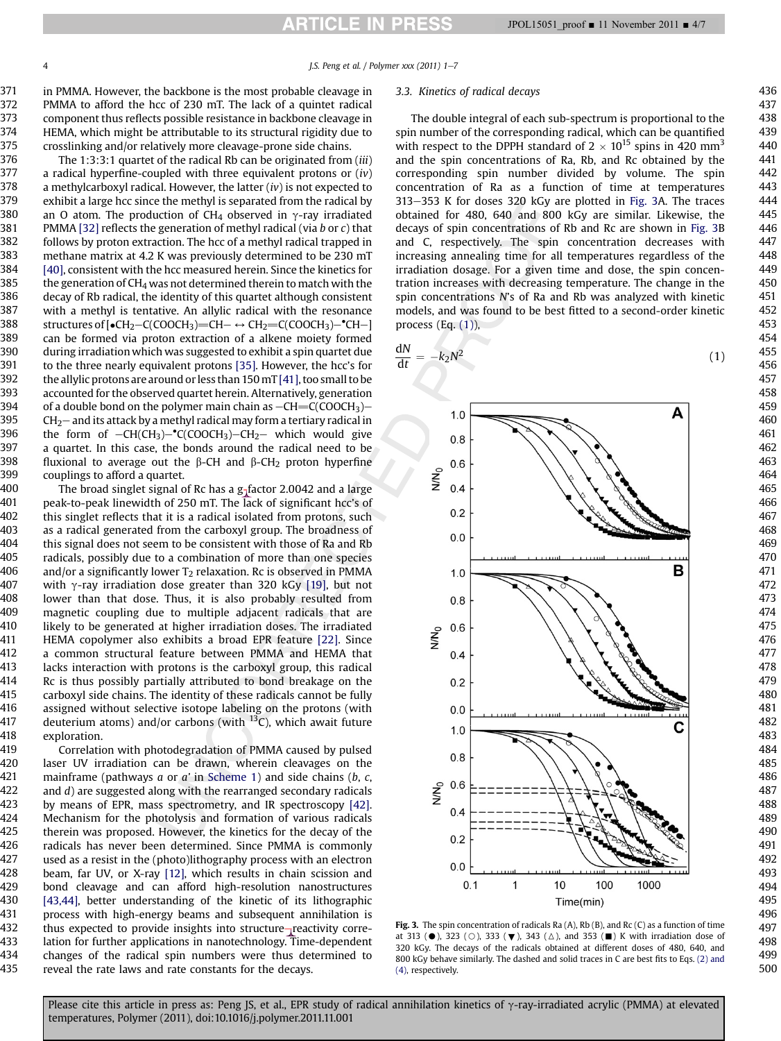in PMMA. However, the backbone is the most probable cleavage in PMMA to afford the hcc of 230 mT. The lack of a quintet radical component thus reflects possible resistance in backbone cleavage in HEMA, which might be attributable to its structural rigidity due to crosslinking and/or relatively more cleavage-prone side chains.

The 1:3:3:1 quartet of the radical Rb can be originated from (*iii*) a radical hyperfine-coupled with three equivalent protons or (*iv*) a methylcarboxyl radical. However, the latter (*iv*) is not expected to exhibit a large hcc since the methyl is separated from the radical by an O atom. The production of $CH_4$ observed in γ-ray irradiated PMMA [32] reflects the generation of methyl radical (via *b* or *c*) that follows by proton extraction. The hcc of a methyl radical trapped in methane matrix at 4.2 K was previously determined to be 230 mT [40], consistent with the hcc measured herein. Since the kinetics for the generation of $CH_4$ was not determined therein to match with the decay of Rb radical, the identity of this quartet although consistent with a methyl is tentative. An allylic radical with the resonance structures of [•CH₂–C(COOCH₃)=CH– ↔ CH₂=C(COOCH₃)–•CH–] can be formed via proton extraction of a alkene moiety formed during irradiation which was suggested to exhibit a spin quartet due to the three nearly equivalent protons [35]. However, the hcc's for the allylic protons are around or less than 150 mT [41], too small to be accounted for the observed quartet herein. Alternatively, generation of a double bond on the polymer main chain as –CH=C(COOCH₃)–CH₂– and its attack by a methyl radical may form a tertiary radical in the form of –CH(CH₃)–•C(COOCH₃)–CH₂– which would give a quartet. In this case, the bonds around the radical need to be fluxional to average out the β-CH and β-$CH_2$ proton hyperfine couplings to afford a quartet.

The broad singlet signal of Rc has a g factor 2.0042 and a large peak-to-peak linewidth of 250 mT. The lack of significant hcc's of this singlet reflects that it is a radical isolated from protons, such as a radical generated from the carboxyl group. The broadness of this signal does not seem to be consistent with those of Ra and Rb radicals, possibly due to a combination of more than one species and/or a significantly lower $T_2$ relaxation. Rc is observed in PMMA with γ-ray irradiation dose greater than 320 kGy [19], but not lower than that dose. Thus, it is also probably resulted from magnetic coupling due to multiple adjacent radicals that are likely to be generated at higher irradiation doses. The irradiated HEMA copolymer also exhibits a broad EPR feature [22]. Since a common structural feature between PMMA and HEMA that lacks interaction with protons is the carboxyl group, this radical Rc is thus possibly partially attributed to bond breakage on the carboxyl side chains. The identity of these radicals cannot be fully assigned without selective isotope labeling on the protons (with deuterium atoms) and/or carbons (with $^{13}C$), which await future exploration.

Correlation with photodegradation of PMMA caused by pulsed laser UV irradiation can be drawn, wherein cleavages on the mainframe (pathways *a* or *a'* in Scheme 1) and side chains (*b*, *c*, and *d*) are suggested along with the rearranged secondary radicals by means of EPR, mass spectrometry, and IR spectroscopy [42]. Mechanism for the photolysis and formation of various radicals therein was proposed. However, the kinetics for the decay of the radicals has never been determined. Since PMMA is commonly used as a resist in the (photo)lithography process with an electron beam, far UV, or X-ray [12], which results in chain scission and bond cleavage and can afford high-resolution nanostructures [43,44], better understanding of the kinetic of its lithographic process with high-energy beams and subsequent annihilation is thus expected to provide insights into structure–reactivity correlation for further applications in nanotechnology. Time-dependent changes of the radical spin numbers were thus determined to reveal the rate laws and rate constants for the decays.

### 3.3. Kinetics of radical decays

The double integral of each sub-spectrum is proportional to the spin number of the corresponding radical, which can be quantified with respect to the DPPH standard of $2 \times 10^{15}$ spins in 420 $mm^3$ and the spin concentrations of Ra, Rb, and Rc obtained by the corresponding spin number divided by volume. The spin concentration of Ra as a function of time at temperatures 313–353 K for doses 320 kGy are plotted in Fig. 3A. The traces obtained for 480, 640 and 800 kGy are similar. Likewise, the decays of spin concentrations of Rb and Rc are shown in Fig. 3B and C, respectively. The spin concentration decreases with increasing annealing time for all temperatures regardless of the irradiation dosage. For a given time and dose, the spin concentration increases with decreasing temperature. The change in the spin concentrations $N$'s of Ra and Rb was analyzed with kinetic models, and was found to be best fitted to a second-order kinetic process (Eq. (1)),

$$\frac{dN}{dt} = -k_2 N^2 \tag{1}$$

A
B
C
N/N0
1.0
0.8
0.6
0.4
0.2
0.0
0.1
1
10
100
1000
Time(min)

**Fig. 3.** The spin concentration of radicals Ra (A), Rb (B), and Rc (C) as a function of time at 313 (●), 323 (○), 333 (▼), 343 (△), and 353 (■) K with irradiation dose of 320 kGy. The decays of the radicals obtained at different doses of 480, 640, and 800 kGy behave similarly. The dashed and solid traces in C are best fits to Eqs. (2) and (4), respectively.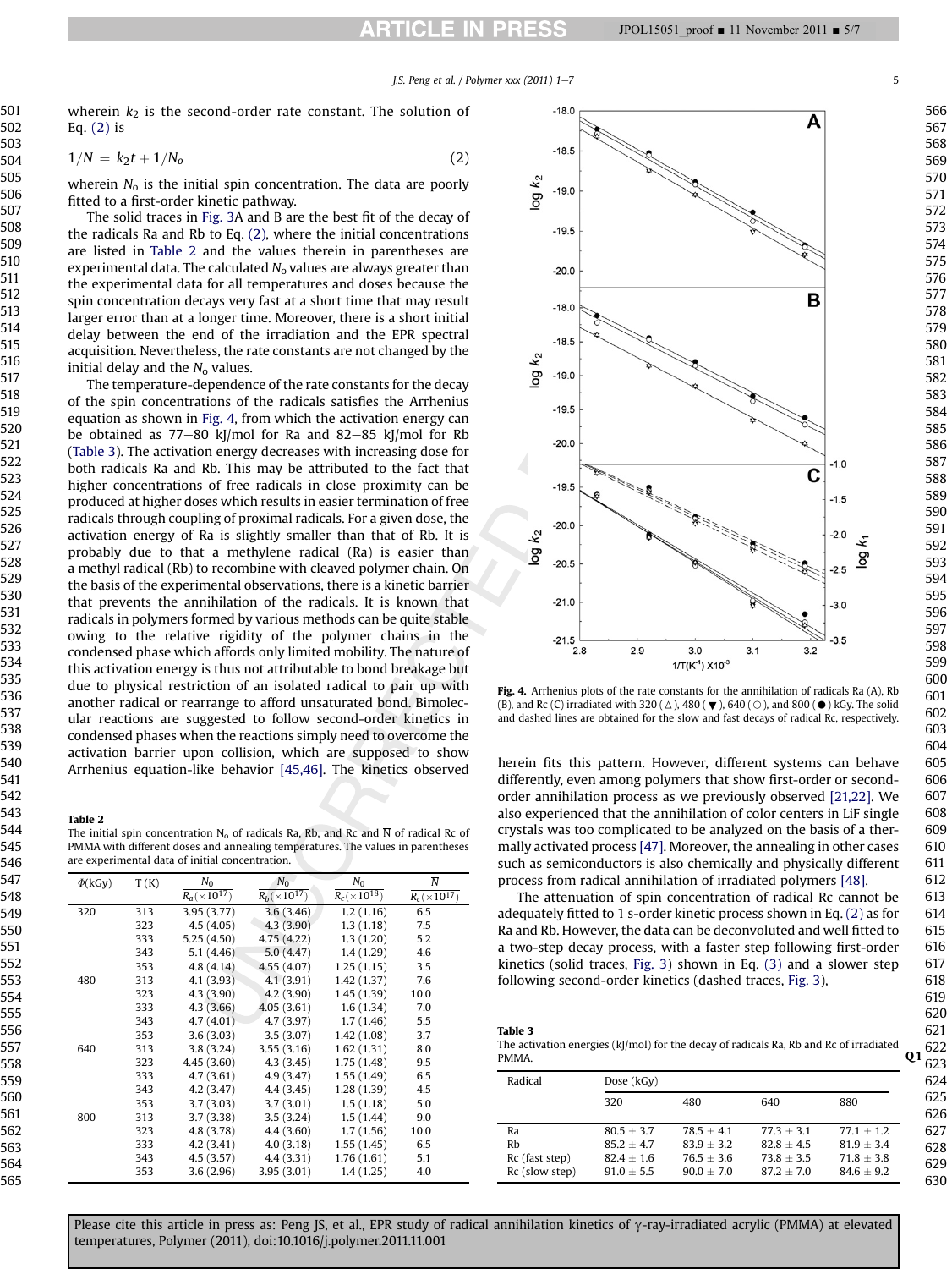wherein $k_2$ is the second-order rate constant. The solution of Eq. (2) is

$$1/N = k_2 t + 1/N_o \quad (2)$$

wherein $N_o$ is the initial spin concentration. The data are poorly fitted to a first-order kinetic pathway.

The solid traces in Fig. 3A and B are the best fit of the decay of the radicals Ra and Rb to Eq. (2), where the initial concentrations are listed in Table 2 and the values therein in parentheses are experimental data. The calculated $N_o$ values are always greater than the experimental data for all temperatures and doses because the spin concentration decays very fast at a short time that may result larger error than at a longer time. Moreover, there is a short initial delay between the end of the irradiation and the EPR spectral acquisition. Nevertheless, the rate constants are not changed by the initial delay and the $N_o$ values.

The temperature-dependence of the rate constants for the decay of the spin concentrations of the radicals satisfies the Arrhenius equation as shown in Fig. 4, from which the activation energy can be obtained as 77–80 kJ/mol for Ra and 82–85 kJ/mol for Rb (Table 3). The activation energy decreases with increasing dose for both radicals Ra and Rb. This may be attributed to the fact that higher concentrations of free radicals in close proximity can be produced at higher doses which results in easier termination of free radicals through coupling of proximal radicals. For a given dose, the activation energy of Ra is slightly smaller than that of Rb. It is probably due to that a methylene radical (Ra) is easier than a methyl radical (Rb) to recombine with cleaved polymer chain. On the basis of the experimental observations, there is a kinetic barrier that prevents the annihilation of the radicals. It is known that radicals in polymers formed by various methods can be quite stable owing to the relative rigidity of the polymer chains in the condensed phase which affords only limited mobility. The nature of this activation energy is thus not attributable to bond breakage but due to physical restriction of an isolated radical to pair up with another radical or rearrange to afford unsaturated bond. Bimolecular reactions are suggested to follow second-order kinetics in condensed phases when the reactions simply need to overcome the activation barrier upon collision, which are supposed to show Arrhenius equation-like behavior [45,46]. The kinetics observed herein fits this pattern. However, different systems can behave differently, even among polymers that show first-order or second-order annihilation process as we previously observed [21,22]. We also experienced that the annihilation of color centers in LiF single crystals was too complicated to be analyzed on the basis of a thermally activated process [47]. Moreover, the annealing in other cases such as semiconductors is also chemically and physically different process from radical annihilation of irradiated polymers [48].

The attenuation of spin concentration of radical Rc cannot be adequately fitted to 1 s-order kinetic process shown in Eq. (2) as for Ra and Rb. However, the data can be deconvoluted and well fitted to a two-step decay process, with a faster step following first-order kinetics (solid traces, Fig. 3) shown in Eq. (3) and a slower step following second-order kinetics (dashed traces, Fig. 3),

**Table 2**
The initial spin concentration $N_o$ of radicals Ra, Rb, and Rc and $\overline{N}$ of radical Rc of PMMA with different doses and annealing temperatures. The values in parentheses are experimental data of initial concentration.

| $\Phi$(kGy) | T (K) | $N_0$ $R_a(\times10^{17})$ | $N_0$ $R_b(\times10^{17})$ | $N_0$ $R_c(\times10^{18})$ | $\overline{N}$ $R_c(\times10^{17})$ |
|---|---|---|---|---|---|
| 320 | 313 | 3.95 (3.77) | 3.6 (3.46) | 1.2 (1.16) | 6.5 |
| | 323 | 4.5 (4.05) | 4.3 (3.90) | 1.3 (1.18) | 7.5 |
| | 333 | 5.25 (4.50) | 4.75 (4.22) | 1.3 (1.20) | 5.2 |
| | 343 | 5.1 (4.46) | 5.0 (4.47) | 1.4 (1.29) | 4.6 |
| | 353 | 4.8 (4.14) | 4.55 (4.07) | 1.25 (1.15) | 3.5 |
| 480 | 313 | 4.1 (3.93) | 4.1 (3.91) | 1.42 (1.37) | 7.6 |
| | 323 | 4.3 (3.90) | 4.2 (3.90) | 1.45 (1.39) | 10.0 |
| | 333 | 4.3 (3.66) | 4.05 (3.61) | 1.6 (1.34) | 7.0 |
| | 343 | 4.7 (4.01) | 4.7 (3.97) | 1.7 (1.46) | 5.5 |
| | 353 | 3.6 (3.03) | 3.5 (3.07) | 1.42 (1.08) | 3.7 |
| 640 | 313 | 3.8 (3.24) | 3.55 (3.16) | 1.62 (1.31) | 8.0 |
| | 323 | 4.45 (3.60) | 4.3 (3.45) | 1.75 (1.48) | 9.5 |
| | 333 | 4.7 (3.61) | 4.9 (3.47) | 1.55 (1.49) | 6.5 |
| | 343 | 4.2 (3.47) | 4.4 (3.45) | 1.28 (1.39) | 4.5 |
| | 353 | 3.7 (3.03) | 3.7 (3.01) | 1.5 (1.18) | 5.0 |
| 800 | 313 | 3.7 (3.38) | 3.5 (3.24) | 1.5 (1.44) | 9.0 |
| | 323 | 4.8 (3.78) | 4.4 (3.60) | 1.7 (1.56) | 10.0 |
| | 333 | 4.2 (3.41) | 4.0 (3.18) | 1.55 (1.45) | 6.5 |
| | 343 | 4.5 (3.57) | 4.4 (3.31) | 1.76 (1.61) | 5.1 |
| | 353 | 3.6 (2.96) | 3.95 (3.01) | 1.4 (1.25) | 4.0 |

Fig. 4. Arrhenius plots of the rate constants for the annihilation of radicals Ra (A), Rb (B), and Rc (C) irradiated with 320 (△), 480 (▼), 640 (○), and 800 (●) kGy. The solid and dashed lines are obtained for the slow and fast decays of radical Rc, respectively.

**Table 3**
The activation energies (kJ/mol) for the decay of radicals Ra, Rb and Rc of irradiated PMMA.

| Radical | Dose (kGy) | | | |
|---|---|---|---|---|
| | 320 | 480 | 640 | 880 |
| Ra | 80.5 ± 3.7 | 78.5 ± 4.1 | 77.3 ± 3.1 | 77.1 ± 1.2 |
| Rb | 85.2 ± 4.7 | 83.9 ± 3.2 | 82.8 ± 4.5 | 81.9 ± 3.4 |
| Rc (fast step) | 82.4 ± 1.6 | 76.5 ± 3.6 | 73.8 ± 3.5 | 71.8 ± 3.8 |
| Rc (slow step) | 91.0 ± 5.5 | 90.0 ± 7.0 | 87.2 ± 7.0 | 84.6 ± 9.2 |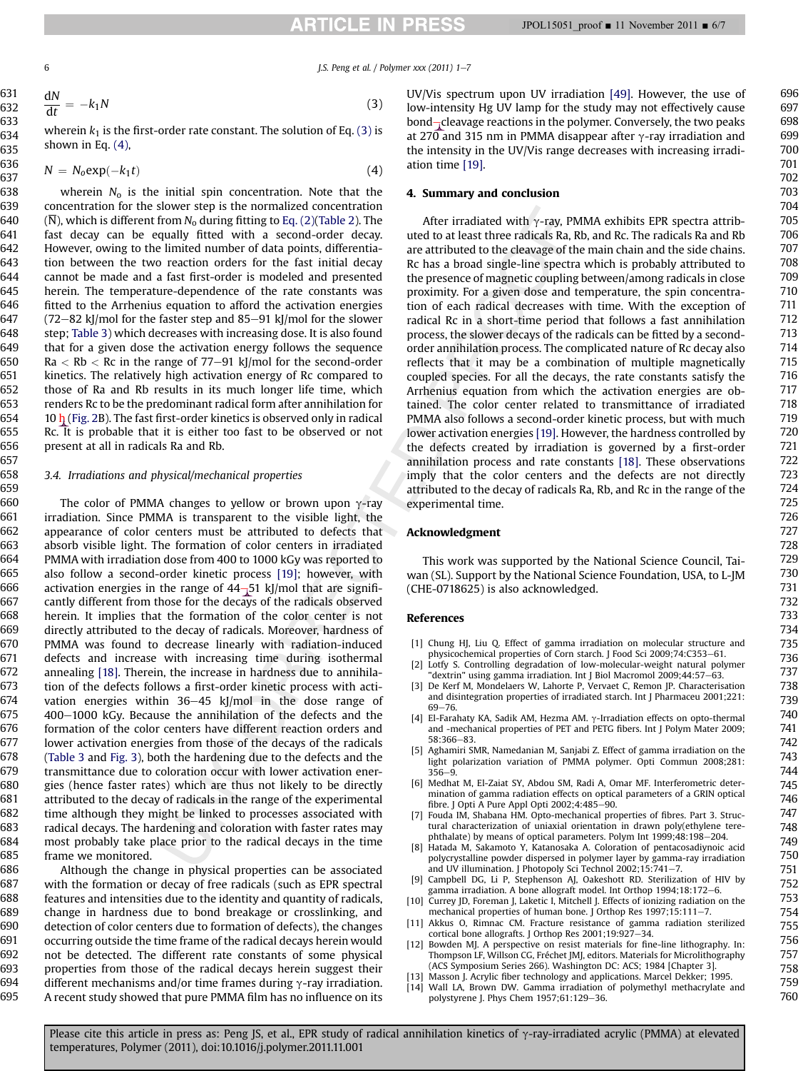$$\frac{dN}{dt} = -k_1 N \quad (3)$$

wherein $k_1$ is the first-order rate constant. The solution of Eq. (3) is shown in Eq. (4),

$$N = N_o \exp(-k_1 t) \quad (4)$$

wherein $N_o$ is the initial spin concentration. Note that the concentration for the slower step is the normalized concentration ($\overline{N}$), which is different from $N_o$ during fitting to Eq. (2)(Table 2). The fast decay can be equally fitted with a second-order decay. However, owing to the limited number of data points, differentiation between the two reaction orders for the fast initial decay cannot be made and a fast first-order is modeled and presented herein. The temperature-dependence of the rate constants was fitted to the Arrhenius equation to afford the activation energies (72–82 kJ/mol for the faster step and 85–91 kJ/mol for the slower step; Table 3) which decreases with increasing dose. It is also found that for a given dose the activation energy follows the sequence Ra < Rb < Rc in the range of 77–91 kJ/mol for the second-order kinetics. The relatively high activation energy of Rc compared to those of Ra and Rb results in its much longer life time, which renders Rc to be the predominant radical form after annihilation for 10 h (Fig. 2B). The fast first-order kinetics is observed only in radical Rc. It is probable that it is either too fast to be observed or not present at all in radicals Ra and Rb.

### 3.4. Irradiations and physical/mechanical properties

The color of PMMA changes to yellow or brown upon γ-ray irradiation. Since PMMA is transparent to the visible light, the appearance of color centers must be attributed to defects that absorb visible light. The formation of color centers in irradiated PMMA with irradiation dose from 400 to 1000 kGy was reported to also follow a second-order kinetic process [19]; however, with activation energies in the range of 44–51 kJ/mol that are significantly different from those for the decays of the radicals observed herein. It implies that the formation of the color center is not directly attributed to the decay of radicals. Moreover, hardness of PMMA was found to decrease linearly with radiation-induced defects and increase with increasing time during isothermal annealing [18]. Therein, the increase in hardness due to annihilation of the defects follows a first-order kinetic process with activation energies within 36–45 kJ/mol in the dose range of 400–1000 kGy. Because the annihilation of the defects and the formation of the color centers have different reaction orders and lower activation energies from those of the decays of the radicals (Table 3 and Fig. 3), both the hardening due to the defects and the transmittance due to coloration occur with lower activation energies (hence faster rates) which are thus not likely to be directly attributed to the decay of radicals in the range of the experimental time although they might be linked to processes associated with radical decays. The hardening and coloration with faster rates may most probably take place prior to the radical decays in the time frame we monitored.

Although the change in physical properties can be associated with the formation or decay of free radicals (such as EPR spectral features and intensities due to the identity and quantity of radicals, change in hardness due to bond breakage or crosslinking, and detection of color centers due to formation of defects), the changes occurring outside the time frame of the radical decays herein would not be detected. The different rate constants of some physical properties from those of the radical decays herein suggest their different mechanisms and/or time frames during γ-ray irradiation. A recent study showed that pure PMMA film has no influence on its UV/Vis spectrum upon UV irradiation [49]. However, the use of low-intensity Hg UV lamp for the study may not effectively cause bond-cleavage reactions in the polymer. Conversely, the two peaks at 270 and 315 nm in PMMA disappear after γ-ray irradiation and the intensity in the UV/Vis range decreases with increasing irradiation time [19].

## 4. Summary and conclusion

After irradiated with γ-ray, PMMA exhibits EPR spectra attributed to at least three radicals Ra, Rb, and Rc. The radicals Ra and Rb are attributed to the cleavage of the main chain and the side chains. Rc has a broad single-line spectra which is probably attributed to the presence of magnetic coupling between/among radicals in close proximity. For a given dose and temperature, the spin concentration of each radical decreases with time. With the exception of radical Rc in a short-time period that follows a fast annihilation process, the slower decays of the radicals can be fitted by a second-order annihilation process. The complicated nature of Rc decay also reflects that it may be a combination of multiple magnetically coupled species. For all the decays, the rate constants satisfy the Arrhenius equation from which the activation energies are obtained. The color center related to transmittance of irradiated PMMA also follows a second-order kinetic process, but with much lower activation energies [19]. However, the hardness controlled by the defects created by irradiation is governed by a first-order annihilation process and rate constants [18]. These observations imply that the color centers and the defects are not directly attributed to the decay of radicals Ra, Rb, and Rc in the range of the experimental time.

## Acknowledgment

This work was supported by the National Science Council, Taiwan (SL). Support by the National Science Foundation, USA, to L-JM (CHE-0718625) is also acknowledged.

## References

[1] Chung HJ, Liu Q. Effect of gamma irradiation on molecular structure and physicochemical properties of Corn starch. J Food Sci 2009;74:C353–61.

[2] Lotfy S. Controlling degradation of low-molecular-weight natural polymer "dextrin" using gamma irradiation. Int J Biol Macromol 2009;44:57–63.

[3] De Kerf M, Mondelaers W, Lahorte P, Vervaet C, Remon JP. Characterisation and disintegration properties of irradiated starch. Int J Pharmaceu 2001;221:69–76.

[4] El-Farahaty KA, Sadik AM, Hezma AM. γ-Irradiation effects on opto-thermal and -mechanical properties of PET and PETG fibers. Int J Polym Mater 2009;58:366–83.

[5] Aghamiri SMR, Namedanian M, Sanjabi Z. Effect of gamma irradiation on the light polarization variation of PMMA polymer. Opti Commun 2008;281:356–9.

[6] Medhat M, El-Zaiat SY, Abdou SM, Radi A, Omar MF. Interferometric determination of gamma radiation effects on optical parameters of a GRIN optical fibre. J Opti A Pure Appl Opti 2002;4:485–90.

[7] Fouda IM, Shabana HM. Opto-mechanical properties of fibres. Part 3. Structural characterization of uniaxial orientation in drawn poly(ethylene terephthalate) by means of optical parameters. Polym Int 1999;48:198–204.

[8] Hatada M, Sakamoto Y, Katanosaka A. Coloration of pentacosadiynoic acid polycrystalline powder dispersed in polymer layer by gamma-ray irradiation and UV illumination. J Photopoly Sci Technol 2002;15:741–7.

[9] Campbell DG, Li P, Stephenson AJ, Oakeshott RD. Sterilization of HIV by gamma irradiation. A bone allograft model. Int Orthop 1994;18:172–6.

[10] Currey JD, Foreman J, Laketic I, Mitchell J. Effects of ionizing radiation on the mechanical properties of human bone. J Orthop Res 1997;15:111–7.

[11] Akkus O, Rimnac CM. Fracture resistance of gamma radiation sterilized cortical bone allografts. J Orthop Res 2001;19:927–34.

[12] Bowden MJ. A perspective on resist materials for fine-line lithography. In: Thompson LF, Willson CG, Fréchet JMJ, editors. Materials for Microlithography (ACS Symposium Series 266). Washington DC: ACS; 1984 [Chapter 3].

[13] Masson J. Acrylic fiber technology and applications. Marcel Dekker; 1995.

[14] Wall LA, Brown DW. Gamma irradiation of polymethyl methacrylate and polystyrene J. Phys Chem 1957;61:129–36.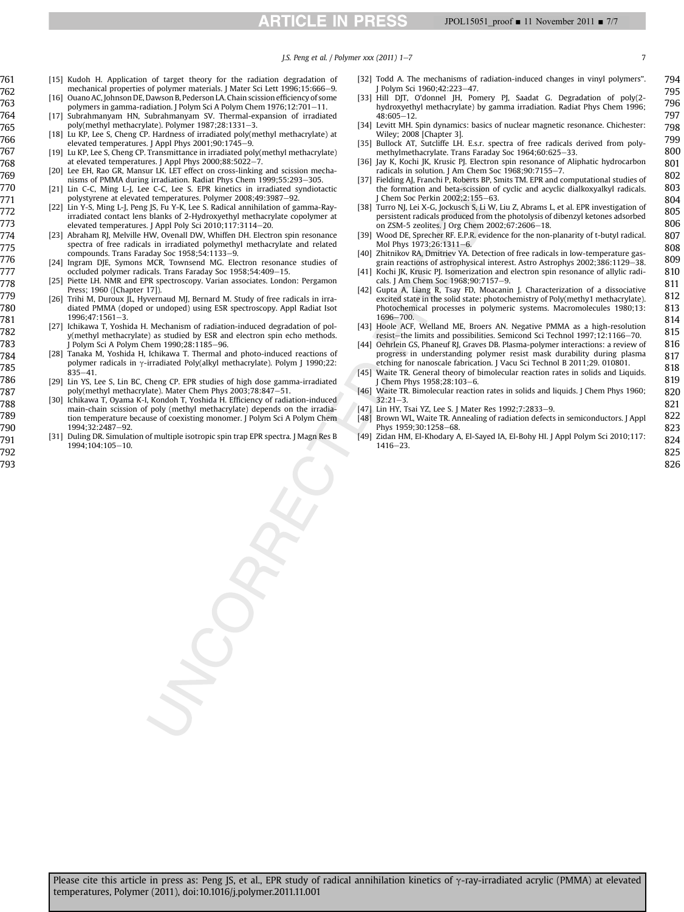[15] Kudoh H. Application of target theory for the radiation degradation of mechanical properties of polymer materials. J Mater Sci Lett 1996;15:666–9.

[16] Ouano AC, Johnson DE, Dawson B, Pederson LA. Chain scission efficiency of some polymers in gamma-radiation. J Polym Sci A Polym Chem 1976;12:701–11.

[17] Subrahmanyam HN, Subrahmanyam SV. Thermal-expansion of irradiated poly(methyl methacrylate). Polymer 1987;28:1331–3.

[18] Lu KP, Lee S, Cheng CP. Hardness of irradiated poly(methyl methacrylate) at elevated temperatures. J Appl Phys 2001;90:1745–9.

[19] Lu KP, Lee S, Cheng CP. Transmittance in irradiated poly(methyl methacrylate) at elevated temperatures. J Appl Phys 2000;88:5022–7.

[20] Lee EH, Rao GR, Mansur LK. LET effect on cross-linking and scission mechanisms of PMMA during irradiation. Radiat Phys Chem 1999;55:293–305.

[21] Lin C-C, Ming L-J, Lee C-C, Lee S. EPR kinetics in irradiated syndiotactic polystyrene at elevated temperatures. Polymer 2008;49:3987–92.

[22] Lin Y-S, Ming L-J, Peng JS, Fu Y-K, Lee S. Radical annihilation of gamma-Ray-irradiated contact lens blanks of 2-Hydroxyethyl methacrylate copolymer at elevated temperatures. J Appl Poly Sci 2010;117:3114–20.

[23] Abraham RJ, Melville HW, Ovenall DW, Whiffen DH. Electron spin resonance spectra of free radicals in irradiated polymethyl methacrylate and related compounds. Trans Faraday Soc 1958;54:1133–9.

[24] Ingram DJE, Symons MCR, Townsend MG. Electron resonance studies of occluded polymer radicals. Trans Faraday Soc 1958;54:409–15.

[25] Piette LH. NMR and EPR spectroscopy. Varian associates. London: Pergamon Press; 1960 ([Chapter 17]).

[26] Trihi M, Duroux JL, Hyvernaud MJ, Bernard M. Study of free radicals in irradiated PMMA (doped or undoped) using ESR spectroscopy. Appl Radiat Isot 1996;47:1561–3.

[27] Ichikawa T, Yoshida H. Mechanism of radiation-induced degradation of poly(methyl methacrylate) as studied by ESR and electron spin echo methods. J Polym Sci A Polym Chem 1990;28:1185–96.

[28] Tanaka M, Yoshida H, Ichikawa T. Thermal and photo-induced reactions of polymer radicals in γ-irradiated Poly(alkyl methacrylate). Polym J 1990;22:835–41.

[29] Lin YS, Lee S, Lin BC, Cheng CP. EPR studies of high dose gamma-irradiated poly(methyl methacrylate). Mater Chem Phys 2003;78:847–51.

[30] Ichikawa T, Oyama K-I, Kondoh T, Yoshida H. Efficiency of radiation-induced main-chain scission of poly (methyl methacrylate) depends on the irradiation temperature because of coexisting monomer. J Polym Sci A Polym Chem 1994;32:2487–92.

[31] Duling DR. Simulation of multiple isotropic spin trap EPR spectra. J Magn Res B 1994;104:105–10.

[32] Todd A. The mechanisms of radiation-induced changes in vinyl polymers". J Polym Sci 1960;42:223–47.

[33] Hill DJT, O'donnel JH, Pomery PJ, Saadat G. Degradation of poly(2-hydroxyethyl methacrylate) by gamma irradiation. Radiat Phys Chem 1996; 48:605–12.

[34] Levitt MH. Spin dynamics: basics of nuclear magnetic resonance. Chichester: Wiley; 2008 [Chapter 3].

[35] Bullock AT, Sutcliffe LH. E.s.r. spectra of free radicals derived from polymethylmethacrylate. Trans Faraday Soc 1964;60:625–33.

[36] Jay K, Kochi JK, Krusic PJ. Electron spin resonance of Aliphatic hydrocarbon radicals in solution. J Am Chem Soc 1968;90:7155–7.

[37] Fielding AJ, Franchi P, Roberts BP, Smits TM. EPR and computational studies of the formation and beta-scission of cyclic and acyclic dialkoxyalkyl radicals. J Chem Soc Perkin 2002;2:155–63.

[38] Turro NJ, Lei X-G, Jockusch S, Li W, Liu Z, Abrams L, et al. EPR investigation of persistent radicals produced from the photolysis of dibenzyl ketones adsorbed on ZSM-5 zeolites. J Org Chem 2002;67:2606–18.

[39] Wood DE, Sprecher RF. E.P.R. evidence for the non-planarity of t-butyl radical. Mol Phys 1973;26:1311–6.

[40] Zhitnikov RA, Dmitriev YA. Detection of free radicals in low-temperature gas-grain reactions of astrophysical interest. Astro Astrophys 2002;386:1129–38.

[41] Kochi JK, Krusic PJ. Isomerization and electron spin resonance of allylic radicals. J Am Chem Soc 1968;90:7157–9.

[42] Gupta A, Liang R, Tsay FD, Moacanin J. Characterization of a dissociative excited state in the solid state: photochemistry of Poly(methy1 methacrylate). Photochemical processes in polymeric systems. Macromolecules 1980;13:1696–700.

[43] Hoole ACF, Welland ME, Broers AN. Negative PMMA as a high-resolution resist–the limits and possibilities. Semicond Sci Technol 1997;12:1166–70.

[44] Oehrlein GS, Phaneuf RJ, Graves DB. Plasma-polymer interactions: a review of progress in understanding polymer resist mask durability during plasma etching for nanoscale fabrication. J Vacu Sci Technol B 2011;29. 010801.

[45] Waite TR. General theory of bimolecular reaction rates in solids and Liquids. J Chem Phys 1958;28:103–6.

[46] Waite TR. Bimolecular reaction rates in solids and liquids. J Chem Phys 1960; 32:21–3.

[47] Lin HY, Tsai YZ, Lee S. J Mater Res 1992;7:2833–9.

[48] Brown WL, Waite TR. Annealing of radiation defects in semiconductors. J Appl Phys 1959;30:1258–68.

[49] Zidan HM, El-Khodary A, El-Sayed IA, El-Bohy HI. J Appl Polym Sci 2010;117:1416–23.

Please cite this article in press as: Peng JS, et al., EPR study of radical annihilation kinetics of γ-ray-irradiated acrylic (PMMA) at elevated temperatures, Polymer (2011), doi:10.1016/j.polymer.2011.11.001